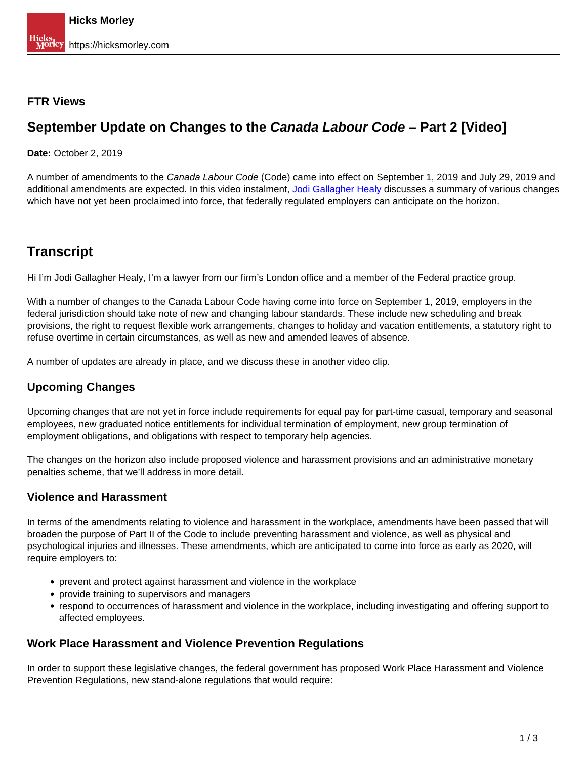**FTR Views**

# September Update on Changes to the *Canada Labour Code* – Part 2 [Video]

**Date:** October 2, 2019

A number of amendments to the *Canada Labour Code* (Code) came into effect on September 1, 2019 and July 29, 2019 and additional amendments are expected. In this video instalment, [Jodi Gallagher Healy](https://hicksmorley.com) discusses a summary of various changes which have not yet been proclaimed into force, that federally regulated employers can anticipate on the horizon.

## Transcript

Hi I'm Jodi Gallagher Healy, I'm a lawyer from our firm's London office and a member of the Federal practice group.

With a number of changes to the Canada Labour Code having come into force on September 1, 2019, employers in the federal jurisdiction should take note of new and changing labour standards. These include new scheduling and break provisions, the right to request flexible work arrangements, changes to holiday and vacation entitlements, a statutory right to refuse overtime in certain circumstances, as well as new and amended leaves of absence.

A number of updates are already in place, and we discuss these in another video clip.

### Upcoming Changes

Upcoming changes that are not yet in force include requirements for equal pay for part-time casual, temporary and seasonal employees, new graduated notice entitlements for individual termination of employment, new group termination of employment obligations, and obligations with respect to temporary help agencies.

The changes on the horizon also include proposed violence and harassment provisions and an administrative monetary penalties scheme, that we'll address in more detail.

### Violence and Harassment

In terms of the amendments relating to violence and harassment in the workplace, amendments have been passed that will broaden the purpose of Part II of the Code to include preventing harassment and violence, as well as physical and psychological injuries and illnesses. These amendments, which are anticipated to come into force as early as 2020, will require employers to:

- prevent and protect against harassment and violence in the workplace
- provide training to supervisors and managers
- respond to occurrences of harassment and violence in the workplace, including investigating and offering support to affected employees.

### Work Place Harassment and Violence Prevention Regulations

In order to support these legislative changes, the federal government has proposed Work Place Harassment and Violence Prevention Regulations, new stand-alone regulations that would require: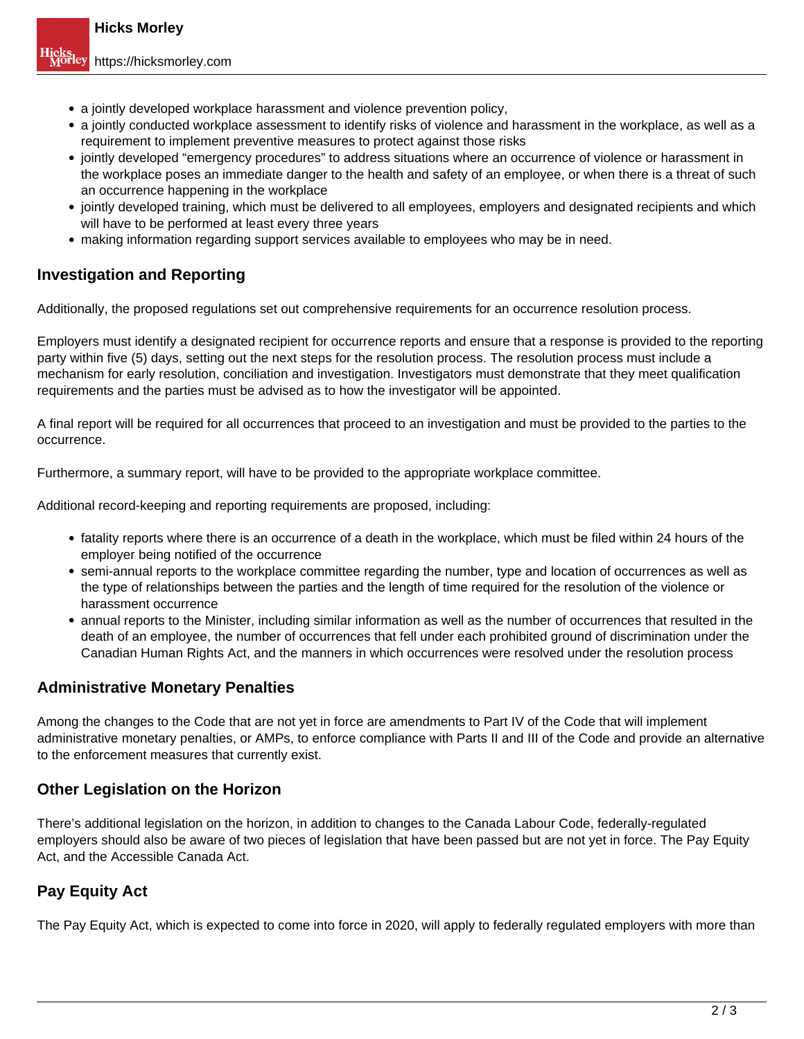- a jointly developed workplace harassment and violence prevention policy,
- a jointly conducted workplace assessment to identify risks of violence and harassment in the workplace, as well as a requirement to implement preventive measures to protect against those risks
- jointly developed "emergency procedures" to address situations where an occurrence of violence or harassment in the workplace poses an immediate danger to the health and safety of an employee, or when there is a threat of such an occurrence happening in the workplace
- jointly developed training, which must be delivered to all employees, employers and designated recipients and which will have to be performed at least every three years
- making information regarding support services available to employees who may be in need.

### Investigation and Reporting

Additionally, the proposed regulations set out comprehensive requirements for an occurrence resolution process.

Employers must identify a designated recipient for occurrence reports and ensure that a response is provided to the reporting party within five (5) days, setting out the next steps for the resolution process. The resolution process must include a mechanism for early resolution, conciliation and investigation. Investigators must demonstrate that they meet qualification requirements and the parties must be advised as to how the investigator will be appointed.

A final report will be required for all occurrences that proceed to an investigation and must be provided to the parties to the occurrence.

Furthermore, a summary report, will have to be provided to the appropriate workplace committee.

Additional record-keeping and reporting requirements are proposed, including:

- fatality reports where there is an occurrence of a death in the workplace, which must be filed within 24 hours of the employer being notified of the occurrence
- semi-annual reports to the workplace committee regarding the number, type and location of occurrences as well as the type of relationships between the parties and the length of time required for the resolution of the violence or harassment occurrence
- annual reports to the Minister, including similar information as well as the number of occurrences that resulted in the death of an employee, the number of occurrences that fell under each prohibited ground of discrimination under the Canadian Human Rights Act, and the manners in which occurrences were resolved under the resolution process

### Administrative Monetary Penalties

Among the changes to the Code that are not yet in force are amendments to Part IV of the Code that will implement administrative monetary penalties, or AMPs, to enforce compliance with Parts II and III of the Code and provide an alternative to the enforcement measures that currently exist.

### Other Legislation on the Horizon

There's additional legislation on the horizon, in addition to changes to the Canada Labour Code, federally-regulated employers should also be aware of two pieces of legislation that have been passed but are not yet in force. The Pay Equity Act, and the Accessible Canada Act.

### Pay Equity Act

The Pay Equity Act, which is expected to come into force in 2020, will apply to federally regulated employers with more than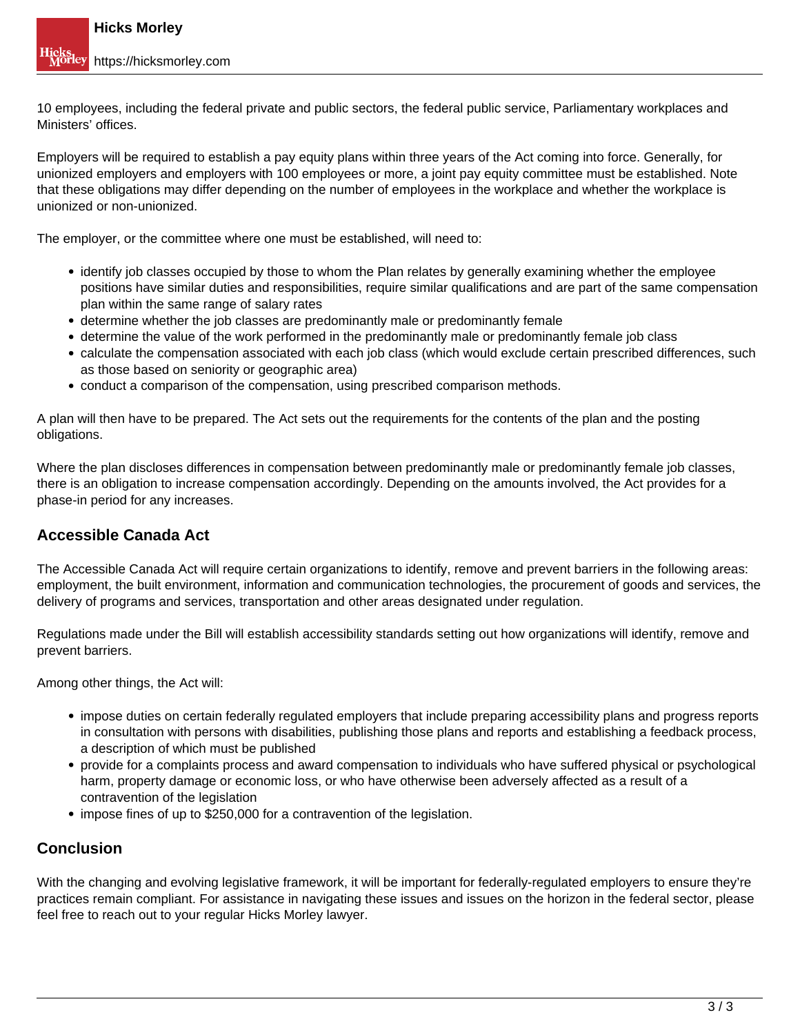10 employees, including the federal private and public sectors, the federal public service, Parliamentary workplaces and Ministers' offices.

Employers will be required to establish a pay equity plans within three years of the Act coming into force. Generally, for unionized employers and employers with 100 employees or more, a joint pay equity committee must be established. Note that these obligations may differ depending on the number of employees in the workplace and whether the workplace is unionized or non-unionized.

The employer, or the committee where one must be established, will need to:

- identify job classes occupied by those to whom the Plan relates by generally examining whether the employee positions have similar duties and responsibilities, require similar qualifications and are part of the same compensation plan within the same range of salary rates
- determine whether the job classes are predominantly male or predominantly female
- determine the value of the work performed in the predominantly male or predominantly female job class
- calculate the compensation associated with each job class (which would exclude certain prescribed differences, such as those based on seniority or geographic area)
- conduct a comparison of the compensation, using prescribed comparison methods.

A plan will then have to be prepared. The Act sets out the requirements for the contents of the plan and the posting obligations.

Where the plan discloses differences in compensation between predominantly male or predominantly female job classes, there is an obligation to increase compensation accordingly. Depending on the amounts involved, the Act provides for a phase-in period for any increases.

## Accessible Canada Act

The Accessible Canada Act will require certain organizations to identify, remove and prevent barriers in the following areas: employment, the built environment, information and communication technologies, the procurement of goods and services, the delivery of programs and services, transportation and other areas designated under regulation.

Regulations made under the Bill will establish accessibility standards setting out how organizations will identify, remove and prevent barriers.

Among other things, the Act will:

- impose duties on certain federally regulated employers that include preparing accessibility plans and progress reports in consultation with persons with disabilities, publishing those plans and reports and establishing a feedback process, a description of which must be published
- provide for a complaints process and award compensation to individuals who have suffered physical or psychological harm, property damage or economic loss, or who have otherwise been adversely affected as a result of a contravention of the legislation
- impose fines of up to $250,000 for a contravention of the legislation.

## Conclusion

With the changing and evolving legislative framework, it will be important for federally-regulated employers to ensure they're practices remain compliant. For assistance in navigating these issues and issues on the horizon in the federal sector, please feel free to reach out to your regular Hicks Morley lawyer.